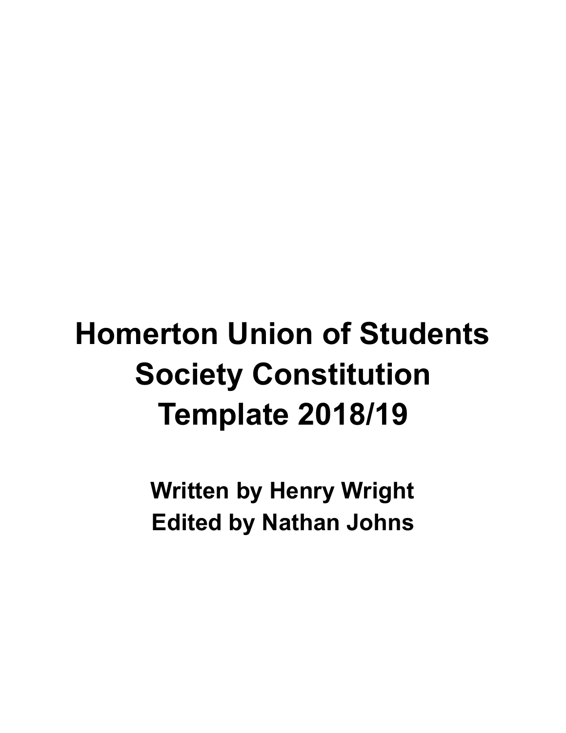# Homerton Union of Students Society Constitution Template 2018/19

**Written by Henry Wright**
**Edited by Nathan Johns**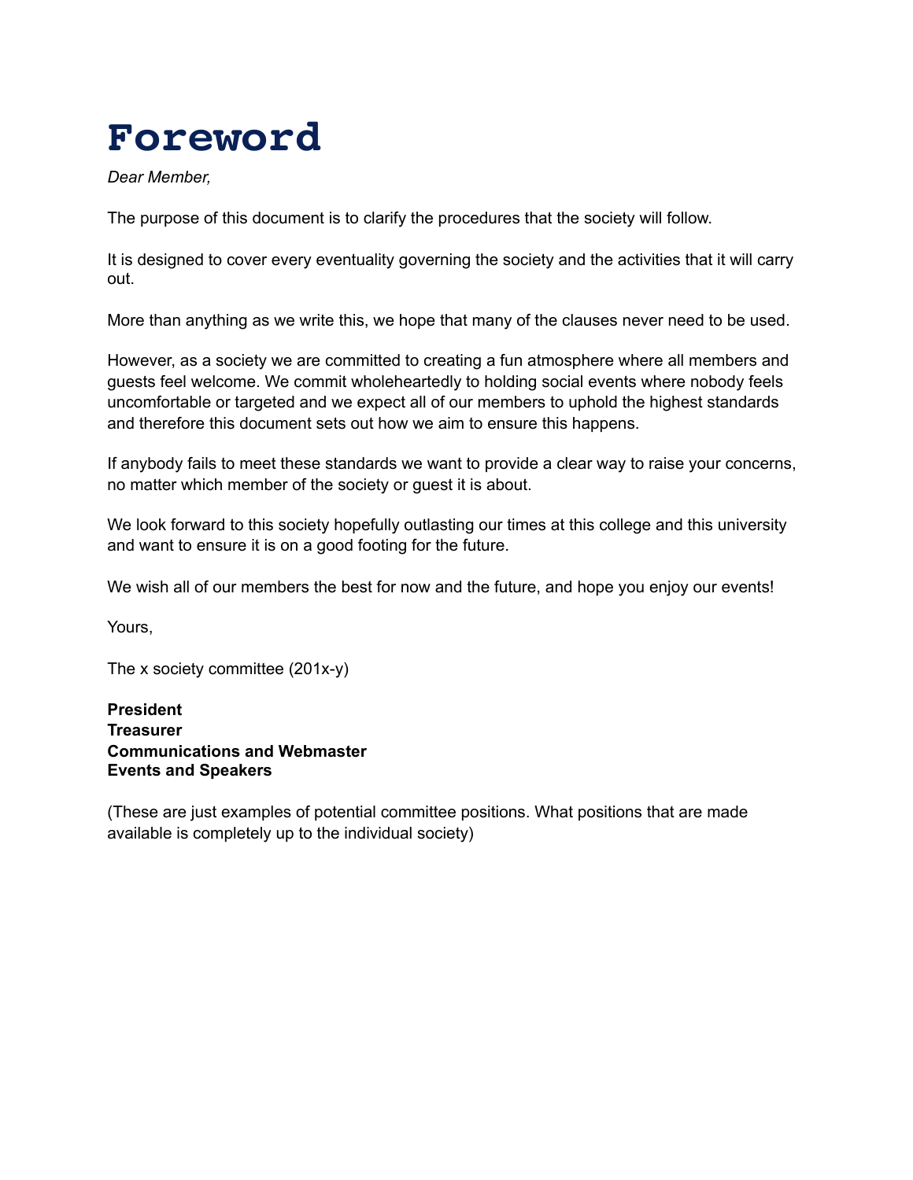# Foreword

*Dear Member,*

The purpose of this document is to clarify the procedures that the society will follow.

It is designed to cover every eventuality governing the society and the activities that it will carry out.

More than anything as we write this, we hope that many of the clauses never need to be used.

However, as a society we are committed to creating a fun atmosphere where all members and guests feel welcome. We commit wholeheartedly to holding social events where nobody feels uncomfortable or targeted and we expect all of our members to uphold the highest standards and therefore this document sets out how we aim to ensure this happens.

If anybody fails to meet these standards we want to provide a clear way to raise your concerns, no matter which member of the society or guest it is about.

We look forward to this society hopefully outlasting our times at this college and this university and want to ensure it is on a good footing for the future.

We wish all of our members the best for now and the future, and hope you enjoy our events!

Yours,

The x society committee (201x-y)

**President**
**Treasurer**
**Communications and Webmaster**
**Events and Speakers**

(These are just examples of potential committee positions. What positions that are made available is completely up to the individual society)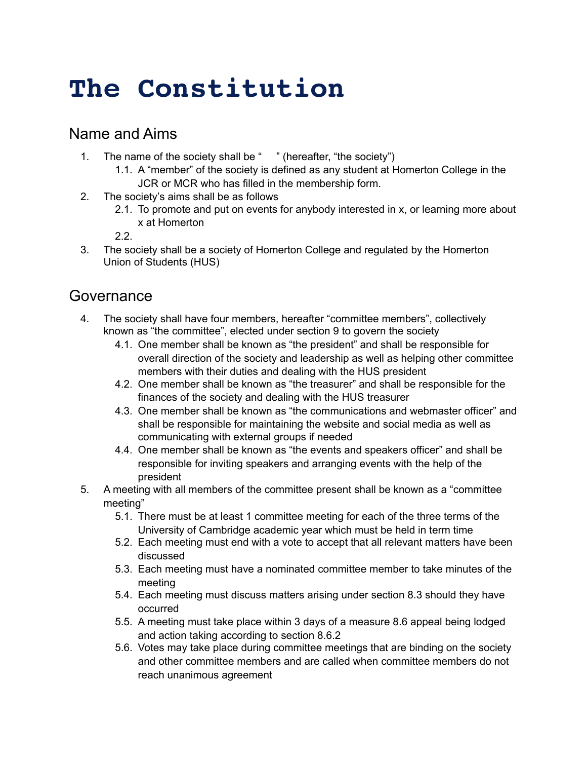# The Constitution

## Name and Aims

1. The name of the society shall be "     " (hereafter, "the society")
    1.1. A "member" of the society is defined as any student at Homerton College in the JCR or MCR who has filled in the membership form.
2. The society's aims shall be as follows
    2.1. To promote and put on events for anybody interested in x, or learning more about x at Homerton
    2.2.
3. The society shall be a society of Homerton College and regulated by the Homerton Union of Students (HUS)

## Governance

4. The society shall have four members, hereafter "committee members", collectively known as "the committee", elected under section 9 to govern the society
    4.1. One member shall be known as "the president" and shall be responsible for overall direction of the society and leadership as well as helping other committee members with their duties and dealing with the HUS president
    4.2. One member shall be known as "the treasurer" and shall be responsible for the finances of the society and dealing with the HUS treasurer
    4.3. One member shall be known as "the communications and webmaster officer" and shall be responsible for maintaining the website and social media as well as communicating with external groups if needed
    4.4. One member shall be known as "the events and speakers officer" and shall be responsible for inviting speakers and arranging events with the help of the president
5. A meeting with all members of the committee present shall be known as a "committee meeting"
    5.1. There must be at least 1 committee meeting for each of the three terms of the University of Cambridge academic year which must be held in term time
    5.2. Each meeting must end with a vote to accept that all relevant matters have been discussed
    5.3. Each meeting must have a nominated committee member to take minutes of the meeting
    5.4. Each meeting must discuss matters arising under section 8.3 should they have occurred
    5.5. A meeting must take place within 3 days of a measure 8.6 appeal being lodged and action taking according to section 8.6.2
    5.6. Votes may take place during committee meetings that are binding on the society and other committee members and are called when committee members do not reach unanimous agreement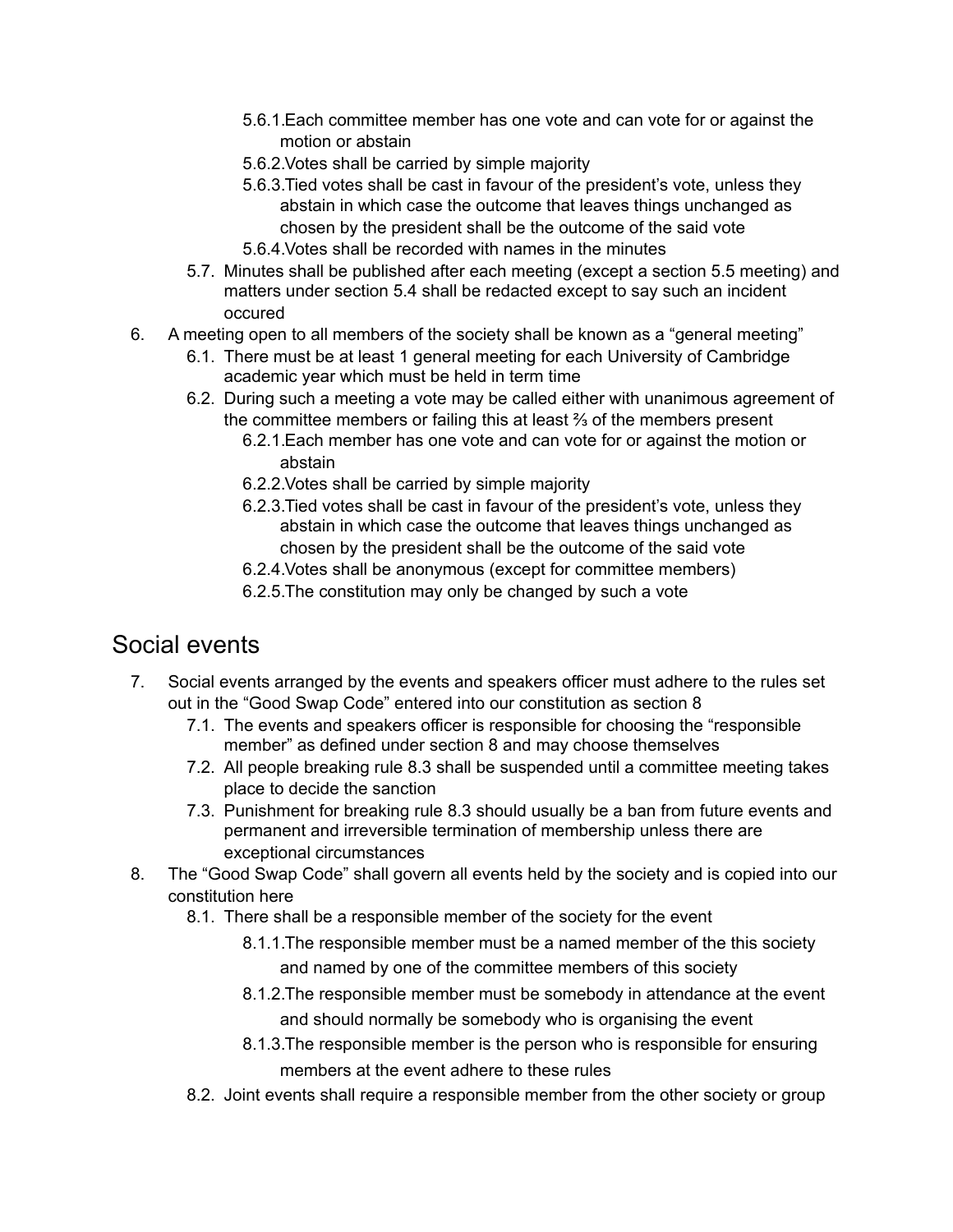- 5.6.1. Each committee member has one vote and can vote for or against the motion or abstain
    - 5.6.2. Votes shall be carried by simple majority
    - 5.6.3. Tied votes shall be cast in favour of the president's vote, unless they abstain in which case the outcome that leaves things unchanged as chosen by the president shall be the outcome of the said vote
    - 5.6.4. Votes shall be recorded with names in the minutes
  - 5.7. Minutes shall be published after each meeting (except a section 5.5 meeting) and matters under section 5.4 shall be redacted except to say such an incident occured

6. A meeting open to all members of the society shall be known as a "general meeting"
   - 6.1. There must be at least 1 general meeting for each University of Cambridge academic year which must be held in term time
   - 6.2. During such a meeting a vote may be called either with unanimous agreement of the committee members or failing this at least ⅔ of the members present
     - 6.2.1. Each member has one vote and can vote for or against the motion or abstain
     - 6.2.2. Votes shall be carried by simple majority
     - 6.2.3. Tied votes shall be cast in favour of the president's vote, unless they abstain in which case the outcome that leaves things unchanged as chosen by the president shall be the outcome of the said vote
     - 6.2.4. Votes shall be anonymous (except for committee members)
     - 6.2.5. The constitution may only be changed by such a vote

## Social events

7. Social events arranged by the events and speakers officer must adhere to the rules set out in the "Good Swap Code" entered into our constitution as section 8
   - 7.1. The events and speakers officer is responsible for choosing the "responsible member" as defined under section 8 and may choose themselves
   - 7.2. All people breaking rule 8.3 shall be suspended until a committee meeting takes place to decide the sanction
   - 7.3. Punishment for breaking rule 8.3 should usually be a ban from future events and permanent and irreversible termination of membership unless there are exceptional circumstances
8. The "Good Swap Code" shall govern all events held by the society and is copied into our constitution here
   - 8.1. There shall be a responsible member of the society for the event
     - 8.1.1. The responsible member must be a named member of the this society and named by one of the committee members of this society
     - 8.1.2. The responsible member must be somebody in attendance at the event and should normally be somebody who is organising the event
     - 8.1.3. The responsible member is the person who is responsible for ensuring members at the event adhere to these rules
   - 8.2. Joint events shall require a responsible member from the other society or group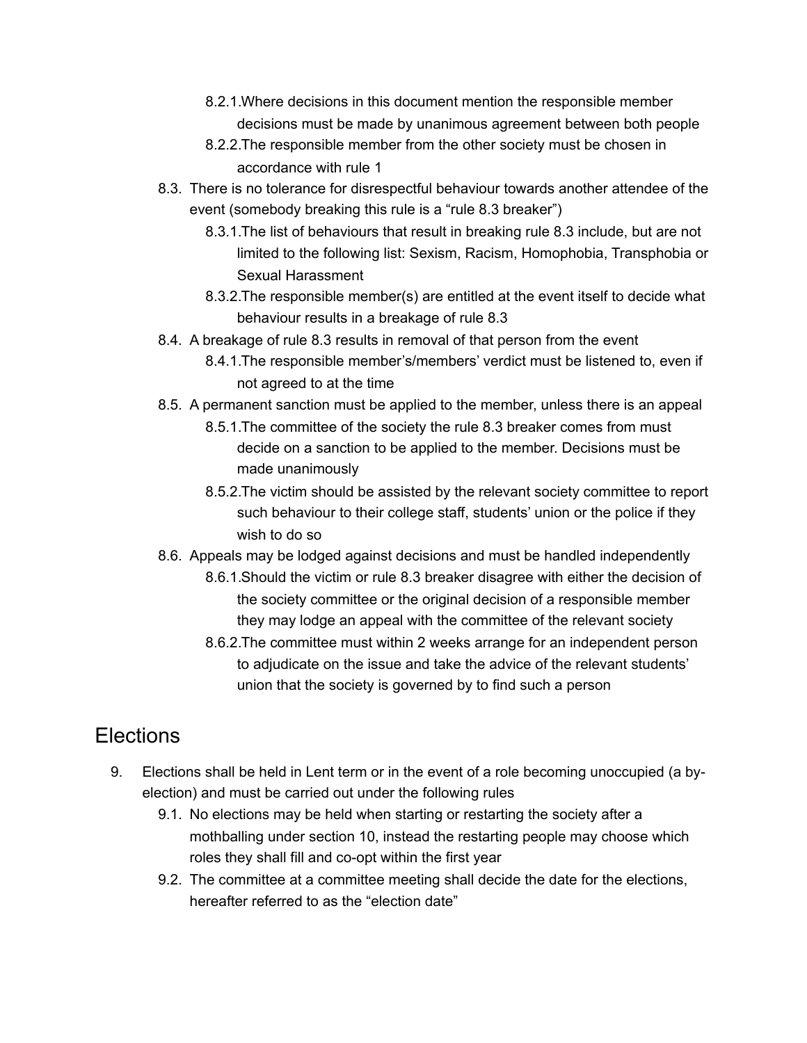- 8.2.1. Where decisions in this document mention the responsible member decisions must be made by unanimous agreement between both people
- 8.2.2. The responsible member from the other society must be chosen in accordance with rule 1

- 8.3. There is no tolerance for disrespectful behaviour towards another attendee of the event (somebody breaking this rule is a "rule 8.3 breaker")
  - 8.3.1. The list of behaviours that result in breaking rule 8.3 include, but are not limited to the following list: Sexism, Racism, Homophobia, Transphobia or Sexual Harassment
  - 8.3.2. The responsible member(s) are entitled at the event itself to decide what behaviour results in a breakage of rule 8.3
- 8.4. A breakage of rule 8.3 results in removal of that person from the event
  - 8.4.1. The responsible member's/members' verdict must be listened to, even if not agreed to at the time
- 8.5. A permanent sanction must be applied to the member, unless there is an appeal
  - 8.5.1. The committee of the society the rule 8.3 breaker comes from must decide on a sanction to be applied to the member. Decisions must be made unanimously
  - 8.5.2. The victim should be assisted by the relevant society committee to report such behaviour to their college staff, students' union or the police if they wish to do so
- 8.6. Appeals may be lodged against decisions and must be handled independently
  - 8.6.1. Should the victim or rule 8.3 breaker disagree with either the decision of the society committee or the original decision of a responsible member they may lodge an appeal with the committee of the relevant society
  - 8.6.2. The committee must within 2 weeks arrange for an independent person to adjudicate on the issue and take the advice of the relevant students' union that the society is governed by to find such a person

## Elections

9. Elections shall be held in Lent term or in the event of a role becoming unoccupied (a by-election) and must be carried out under the following rules
   - 9.1. No elections may be held when starting or restarting the society after a mothballing under section 10, instead the restarting people may choose which roles they shall fill and co-opt within the first year
   - 9.2. The committee at a committee meeting shall decide the date for the elections, hereafter referred to as the "election date"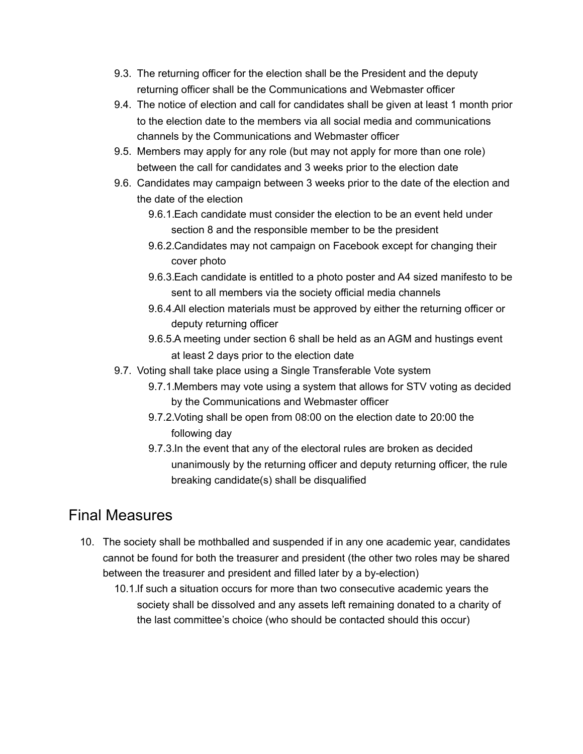- 9.3. The returning officer for the election shall be the President and the deputy returning officer shall be the Communications and Webmaster officer
- 9.4. The notice of election and call for candidates shall be given at least 1 month prior to the election date to the members via all social media and communications channels by the Communications and Webmaster officer
- 9.5. Members may apply for any role (but may not apply for more than one role) between the call for candidates and 3 weeks prior to the election date
- 9.6. Candidates may campaign between 3 weeks prior to the date of the election and the date of the election
    - 9.6.1. Each candidate must consider the election to be an event held under section 8 and the responsible member to be the president
    - 9.6.2. Candidates may not campaign on Facebook except for changing their cover photo
    - 9.6.3. Each candidate is entitled to a photo poster and A4 sized manifesto to be sent to all members via the society official media channels
    - 9.6.4. All election materials must be approved by either the returning officer or deputy returning officer
    - 9.6.5. A meeting under section 6 shall be held as an AGM and hustings event at least 2 days prior to the election date
- 9.7. Voting shall take place using a Single Transferable Vote system
    - 9.7.1. Members may vote using a system that allows for STV voting as decided by the Communications and Webmaster officer
    - 9.7.2. Voting shall be open from 08:00 on the election date to 20:00 the following day
    - 9.7.3. In the event that any of the electoral rules are broken as decided unanimously by the returning officer and deputy returning officer, the rule breaking candidate(s) shall be disqualified

## Final Measures

10. The society shall be mothballed and suspended if in any one academic year, candidates cannot be found for both the treasurer and president (the other two roles may be shared between the treasurer and president and filled later by a by-election)
    - 10.1. If such a situation occurs for more than two consecutive academic years the society shall be dissolved and any assets left remaining donated to a charity of the last committee's choice (who should be contacted should this occur)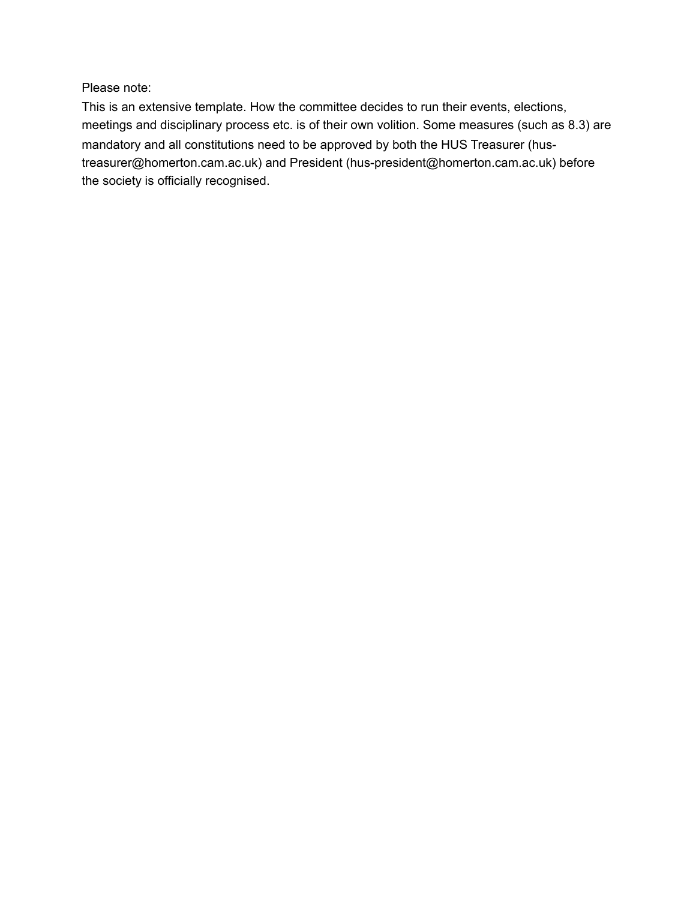Please note:

This is an extensive template. How the committee decides to run their events, elections, meetings and disciplinary process etc. is of their own volition. Some measures (such as 8.3) are mandatory and all constitutions need to be approved by both the HUS Treasurer (hus-treasurer@homerton.cam.ac.uk) and President (hus-president@homerton.cam.ac.uk) before the society is officially recognised.